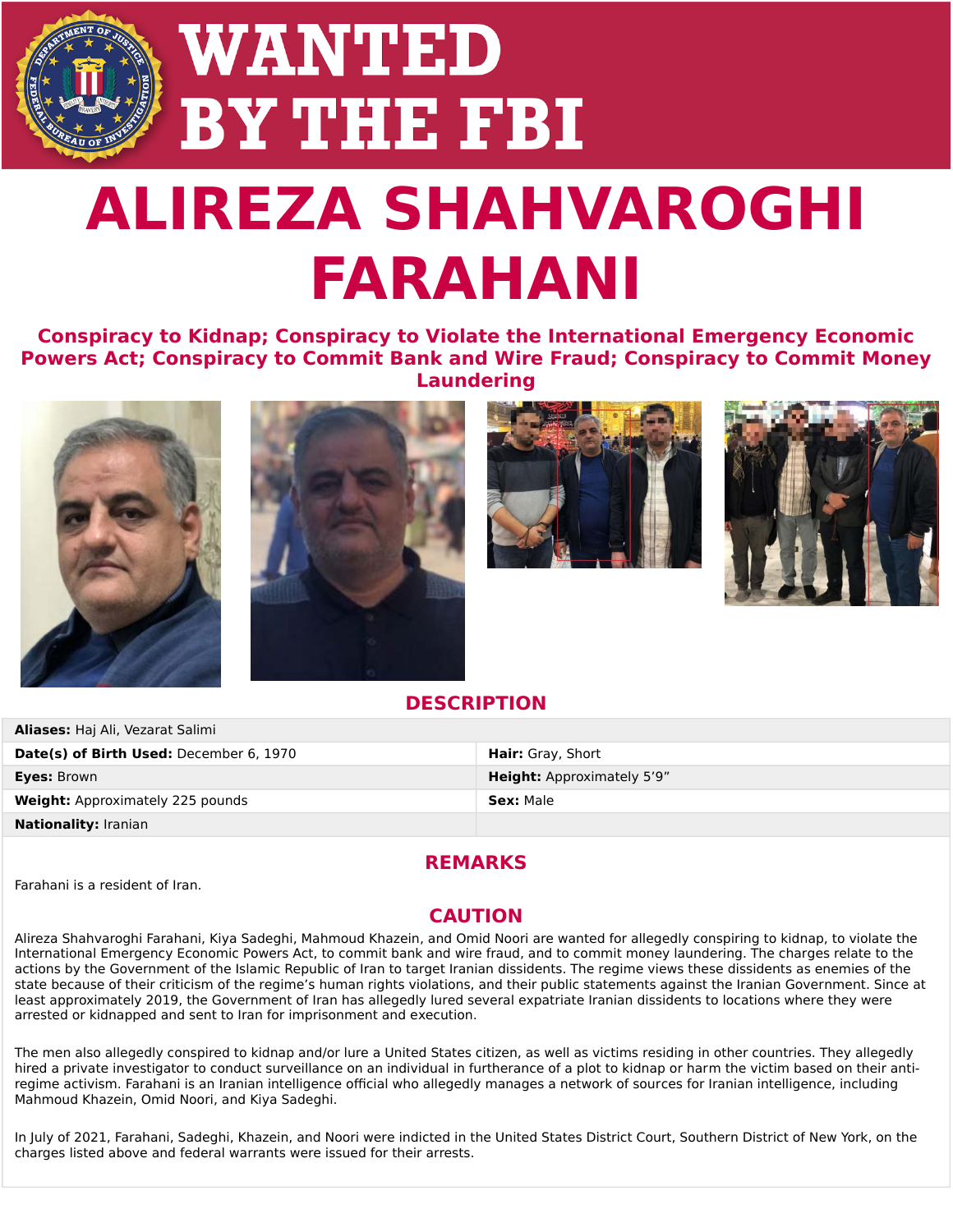# WANTED BY THE FBI

# ALIREZA SHAHVAROGHI FARAHANI

**Conspiracy to Kidnap; Conspiracy to Violate the International Emergency Economic Powers Act; Conspiracy to Commit Bank and Wire Fraud; Conspiracy to Commit Money Laundering**

## DESCRIPTION

| | |
|---|---|
| **Aliases:** Haj Ali, Vezarat Salimi | |
| **Date(s) of Birth Used:** December 6, 1970 | **Hair:** Gray, Short |
| **Eyes:** Brown | **Height:** Approximately 5'9" |
| **Weight:** Approximately 225 pounds | **Sex:** Male |
| **Nationality:** Iranian | |

## REMARKS

Farahani is a resident of Iran.

## CAUTION

Alireza Shahvaroghi Farahani, Kiya Sadeghi, Mahmoud Khazein, and Omid Noori are wanted for allegedly conspiring to kidnap, to violate the International Emergency Economic Powers Act, to commit bank and wire fraud, and to commit money laundering. The charges relate to the actions by the Government of the Islamic Republic of Iran to target Iranian dissidents. The regime views these dissidents as enemies of the state because of their criticism of the regime's human rights violations, and their public statements against the Iranian Government. Since at least approximately 2019, the Government of Iran has allegedly lured several expatriate Iranian dissidents to locations where they were arrested or kidnapped and sent to Iran for imprisonment and execution.

The men also allegedly conspired to kidnap and/or lure a United States citizen, as well as victims residing in other countries. They allegedly hired a private investigator to conduct surveillance on an individual in furtherance of a plot to kidnap or harm the victim based on their anti-regime activism. Farahani is an Iranian intelligence official who allegedly manages a network of sources for Iranian intelligence, including Mahmoud Khazein, Omid Noori, and Kiya Sadeghi.

In July of 2021, Farahani, Sadeghi, Khazein, and Noori were indicted in the United States District Court, Southern District of New York, on the charges listed above and federal warrants were issued for their arrests.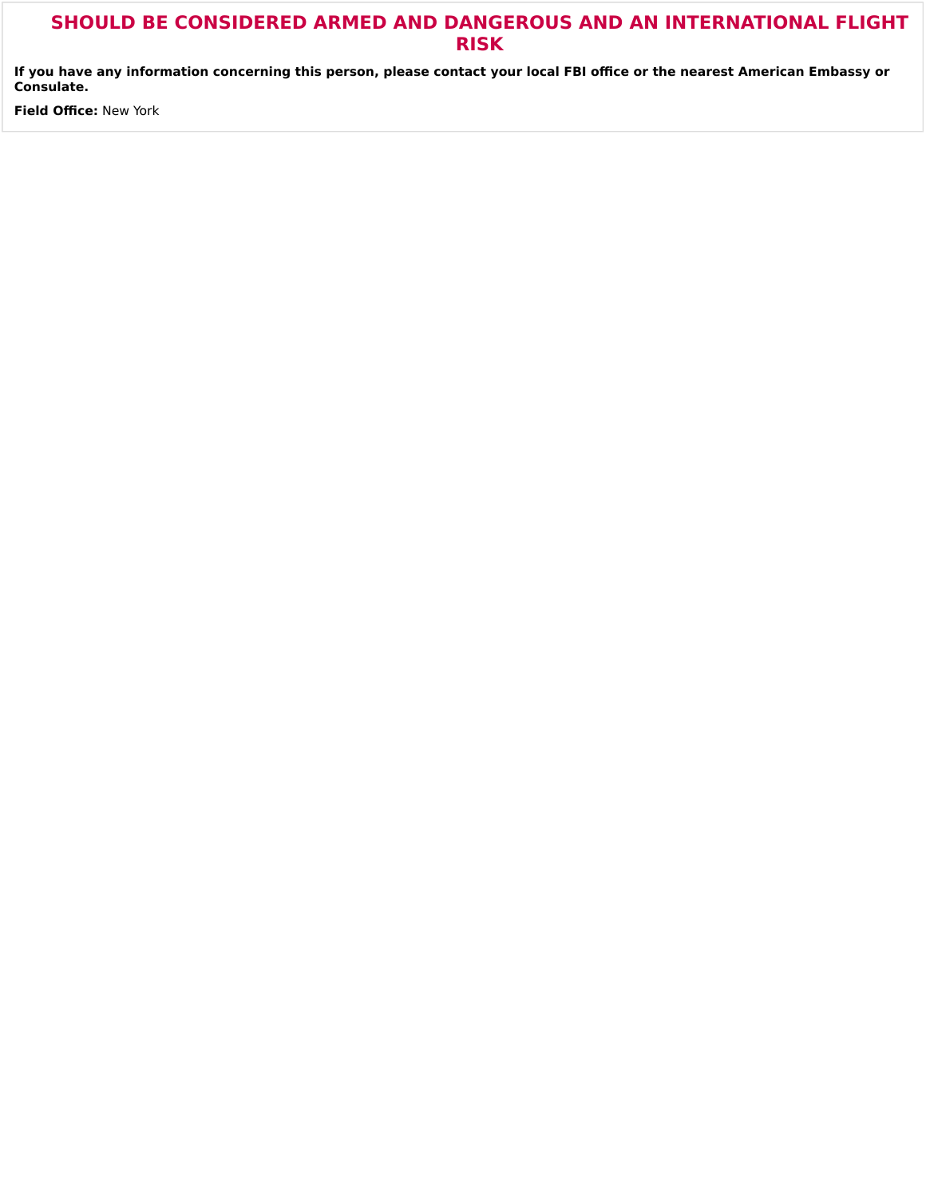## SHOULD BE CONSIDERED ARMED AND DANGEROUS AND AN INTERNATIONAL FLIGHT RISK

**If you have any information concerning this person, please contact your local FBI office or the nearest American Embassy or Consulate.**

**Field Office:** New York